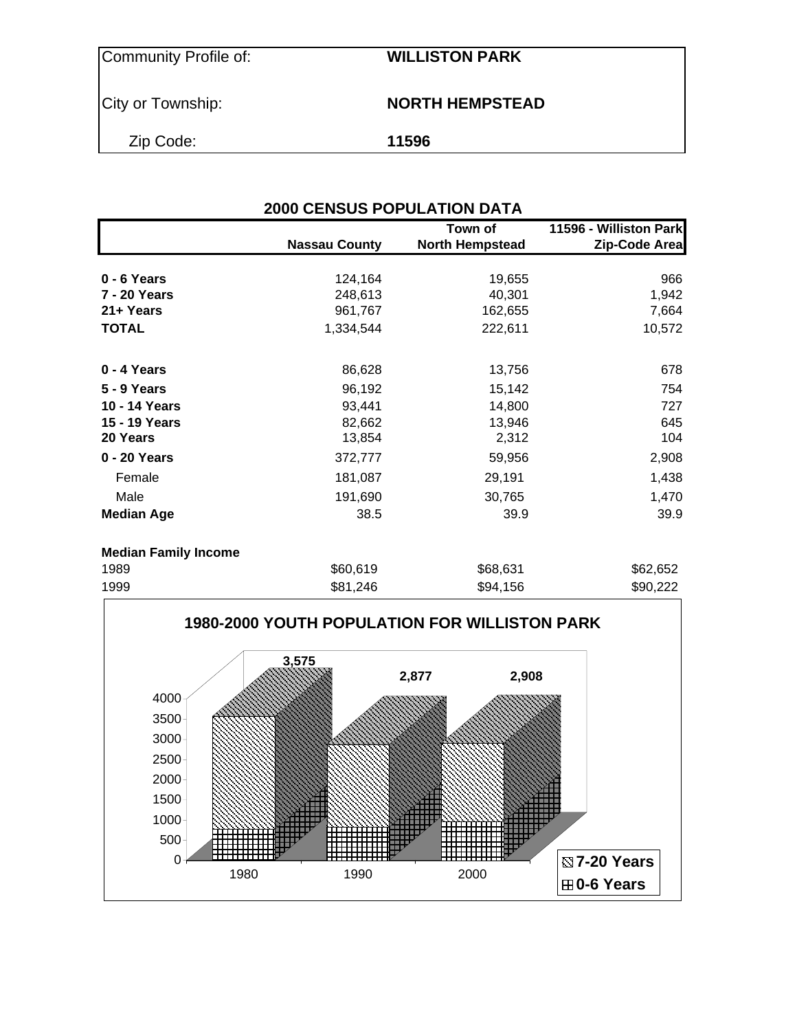| Community Profile of: | **WILLISTON PARK** |
|---|---|
| City or Township: | **NORTH HEMPSTEAD** |
| Zip Code: | **11596** |

## 2000 CENSUS POPULATION DATA

| | Nassau County | Town of North Hempstead | 11596 - Williston Park Zip-Code Area |
|---|---|---|---|
| **0 - 6 Years** | 124,164 | 19,655 | 966 |
| **7 - 20 Years** | 248,613 | 40,301 | 1,942 |
| **21+ Years** | 961,767 | 162,655 | 7,664 |
| **TOTAL** | 1,334,544 | 222,611 | 10,572 |
| | | | |
| **0 - 4 Years** | 86,628 | 13,756 | 678 |
| **5 - 9 Years** | 96,192 | 15,142 | 754 |
| **10 - 14 Years** | 93,441 | 14,800 | 727 |
| **15 - 19 Years** | 82,662 | 13,946 | 645 |
| **20 Years** | 13,854 | 2,312 | 104 |
| **0 - 20 Years** | 372,777 | 59,956 | 2,908 |
| Female | 181,087 | 29,191 | 1,438 |
| Male | 191,690 | 30,765 | 1,470 |
| **Median Age** | 38.5 | 39.9 | 39.9 |
| | | | |
| **Median Family Income** | | | |
| 1989 | $60,619 | $68,631 | $62,652 |
| 1999 | $81,246 | $94,156 | $90,222 |

**1980-2000 YOUTH POPULATION FOR WILLISTON PARK**

| Year | Total (0-20 Years) |
|---|---|
| 1980 | 3,575 |
| 1990 | 2,877 |
| 2000 | 2,908 |

Legend: 7-20 Years; 0-6 Years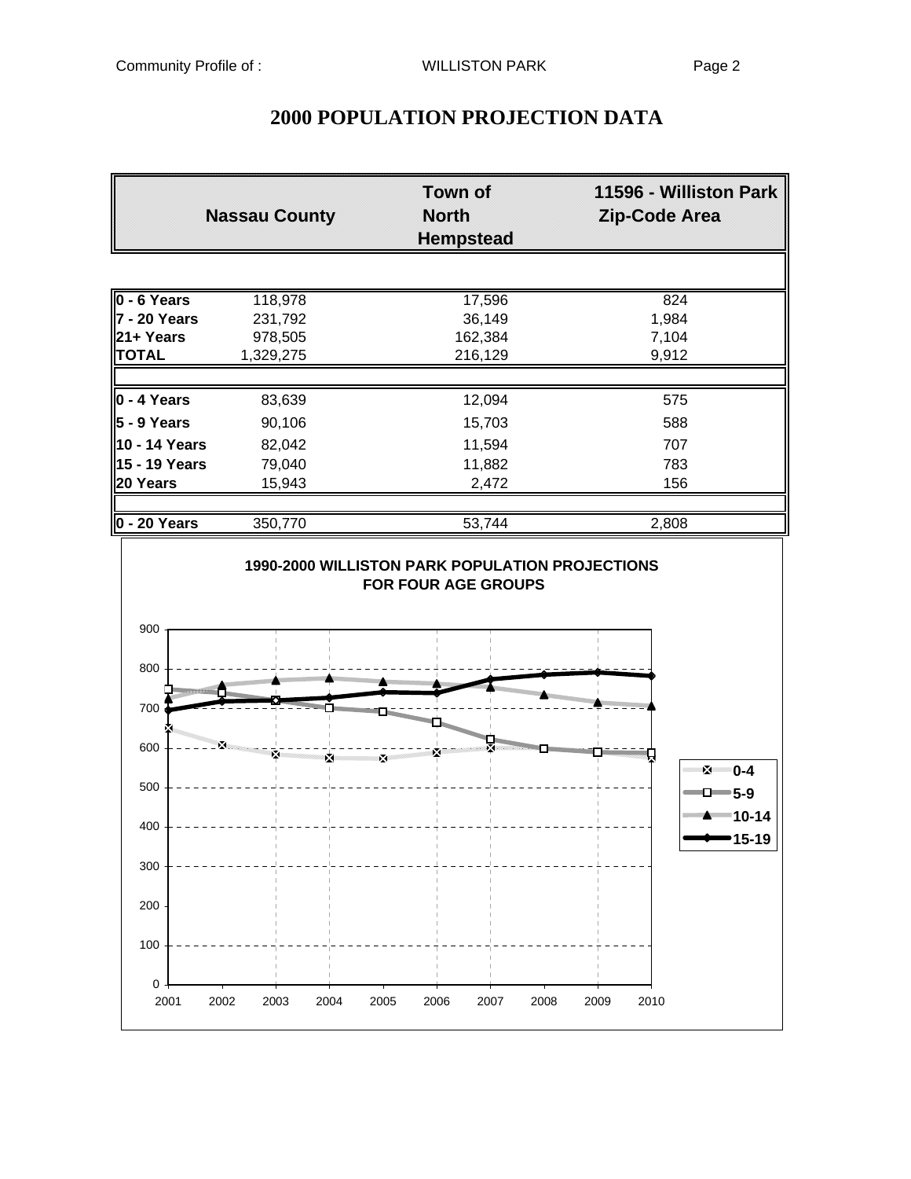# 2000 POPULATION PROJECTION DATA

| | Nassau County | Town of North Hempstead | 11596 - Williston Park Zip-Code Area |
|---|---|---|---|
| **0 - 6 Years** | 118,978 | 17,596 | 824 |
| **7 - 20 Years** | 231,792 | 36,149 | 1,984 |
| **21+ Years** | 978,505 | 162,384 | 7,104 |
| **TOTAL** | 1,329,275 | 216,129 | 9,912 |
| | | | |
| **0 - 4 Years** | 83,639 | 12,094 | 575 |
| **5 - 9 Years** | 90,106 | 15,703 | 588 |
| **10 - 14 Years** | 82,042 | 11,594 | 707 |
| **15 - 19 Years** | 79,040 | 11,882 | 783 |
| **20 Years** | 15,943 | 2,472 | 156 |
| | | | |
| **0 - 20 Years** | 350,770 | 53,744 | 2,808 |

**1990-2000 WILLISTON PARK POPULATION PROJECTIONS FOR FOUR AGE GROUPS**

Legend: 0-4, 5-9, 10-14, 15-19

Y-axis: 0–900; X-axis: 2001–2010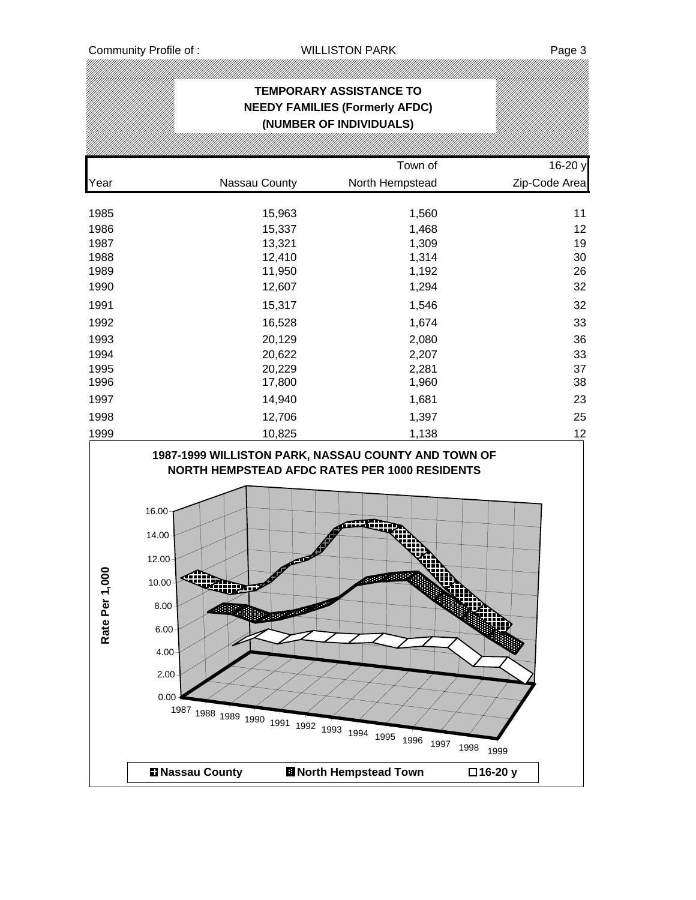## TEMPORARY ASSISTANCE TO NEEDY FAMILIES (Formerly AFDC) (NUMBER OF INDIVIDUALS)

| Year | Nassau County | Town of North Hempstead | 16-20 y Zip-Code Area |
|---|---|---|---|
| 1985 | 15,963 | 1,560 | 11 |
| 1986 | 15,337 | 1,468 | 12 |
| 1987 | 13,321 | 1,309 | 19 |
| 1988 | 12,410 | 1,314 | 30 |
| 1989 | 11,950 | 1,192 | 26 |
| 1990 | 12,607 | 1,294 | 32 |
| 1991 | 15,317 | 1,546 | 32 |
| 1992 | 16,528 | 1,674 | 33 |
| 1993 | 20,129 | 2,080 | 36 |
| 1994 | 20,622 | 2,207 | 33 |
| 1995 | 20,229 | 2,281 | 37 |
| 1996 | 17,800 | 1,960 | 38 |
| 1997 | 14,940 | 1,681 | 23 |
| 1998 | 12,706 | 1,397 | 25 |
| 1999 | 10,825 | 1,138 | 12 |

**1987-1999 WILLISTON PARK, NASSAU COUNTY AND TOWN OF NORTH HEMPSTEAD AFDC RATES PER 1000 RESIDENTS**

Rate Per 1,000: 0.00, 2.00, 4.00, 6.00, 8.00, 10.00, 12.00, 14.00, 16.00

Years: 1987, 1988, 1989, 1990, 1991, 1992, 1993, 1994, 1995, 1996, 1997, 1998, 1999

Legend: Nassau County, North Hempstead Town, 16-20 y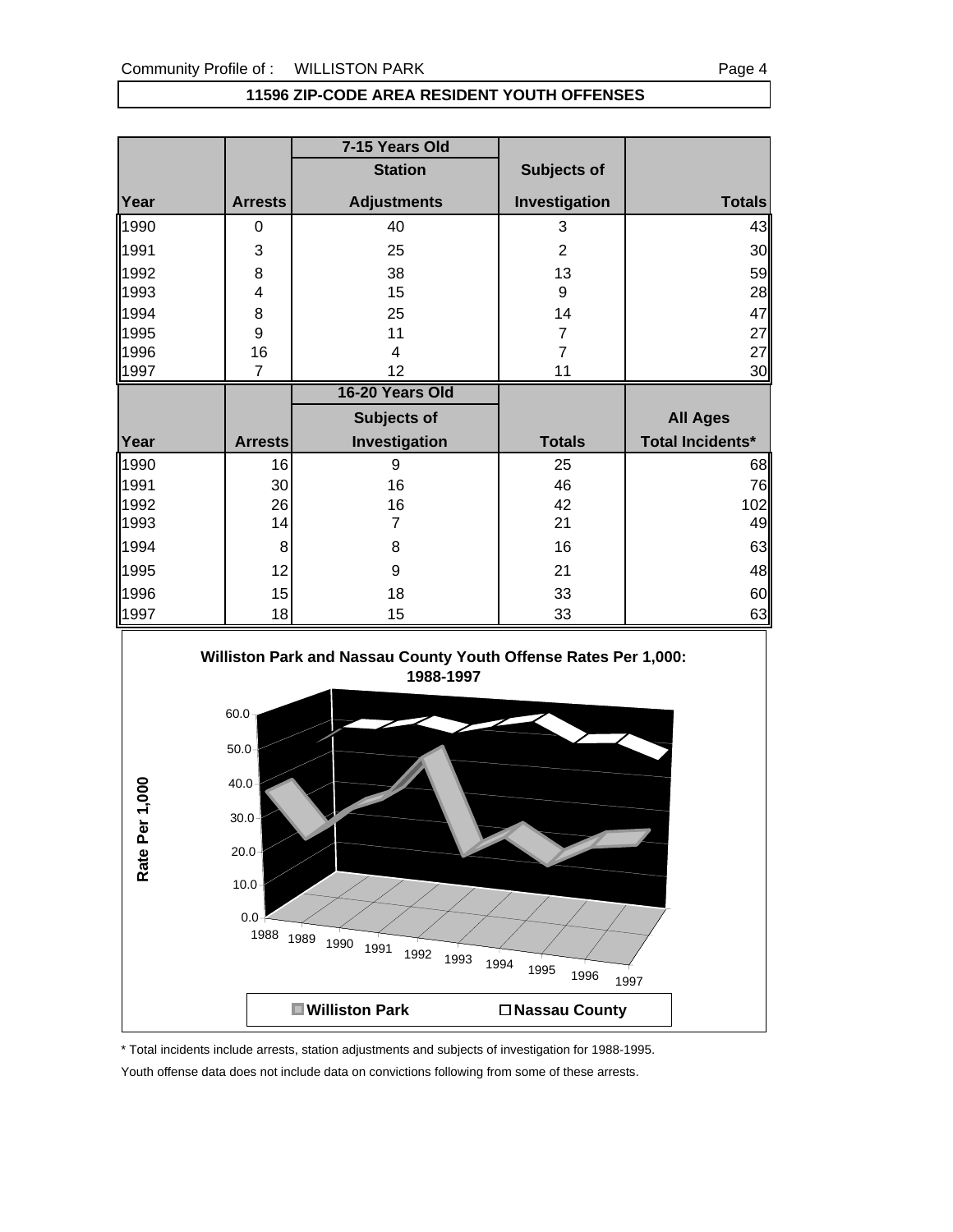## 11596 ZIP-CODE AREA RESIDENT YOUTH OFFENSES

| | | 7-15 Years Old | | |
|---|---|---|---|---|
| Year | Arrests | Station Adjustments | Subjects of Investigation | Totals |
| 1990 | 0 | 40 | 3 | 43 |
| 1991 | 3 | 25 | 2 | 30 |
| 1992 | 8 | 38 | 13 | 59 |
| 1993 | 4 | 15 | 9 | 28 |
| 1994 | 8 | 25 | 14 | 47 |
| 1995 | 9 | 11 | 7 | 27 |
| 1996 | 16 | 4 | 7 | 27 |
| 1997 | 7 | 12 | 11 | 30 |

| | | 16-20 Years Old | | All Ages |
|---|---|---|---|---|
| Year | Arrests | Subjects of Investigation | Totals | Total Incidents* |
| 1990 | 16 | 9 | 25 | 68 |
| 1991 | 30 | 16 | 46 | 76 |
| 1992 | 26 | 16 | 42 | 102 |
| 1993 | 14 | 7 | 21 | 49 |
| 1994 | 8 | 8 | 16 | 63 |
| 1995 | 12 | 9 | 21 | 48 |
| 1996 | 15 | 18 | 33 | 60 |
| 1997 | 18 | 15 | 33 | 63 |

**Williston Park and Nassau County Youth Offense Rates Per 1,000: 1988-1997**

Rate Per 1,000

Williston Park | Nassau County

\* Total incidents include arrests, station adjustments and subjects of investigation for 1988-1995.

Youth offense data does not include data on convictions following from some of these arrests.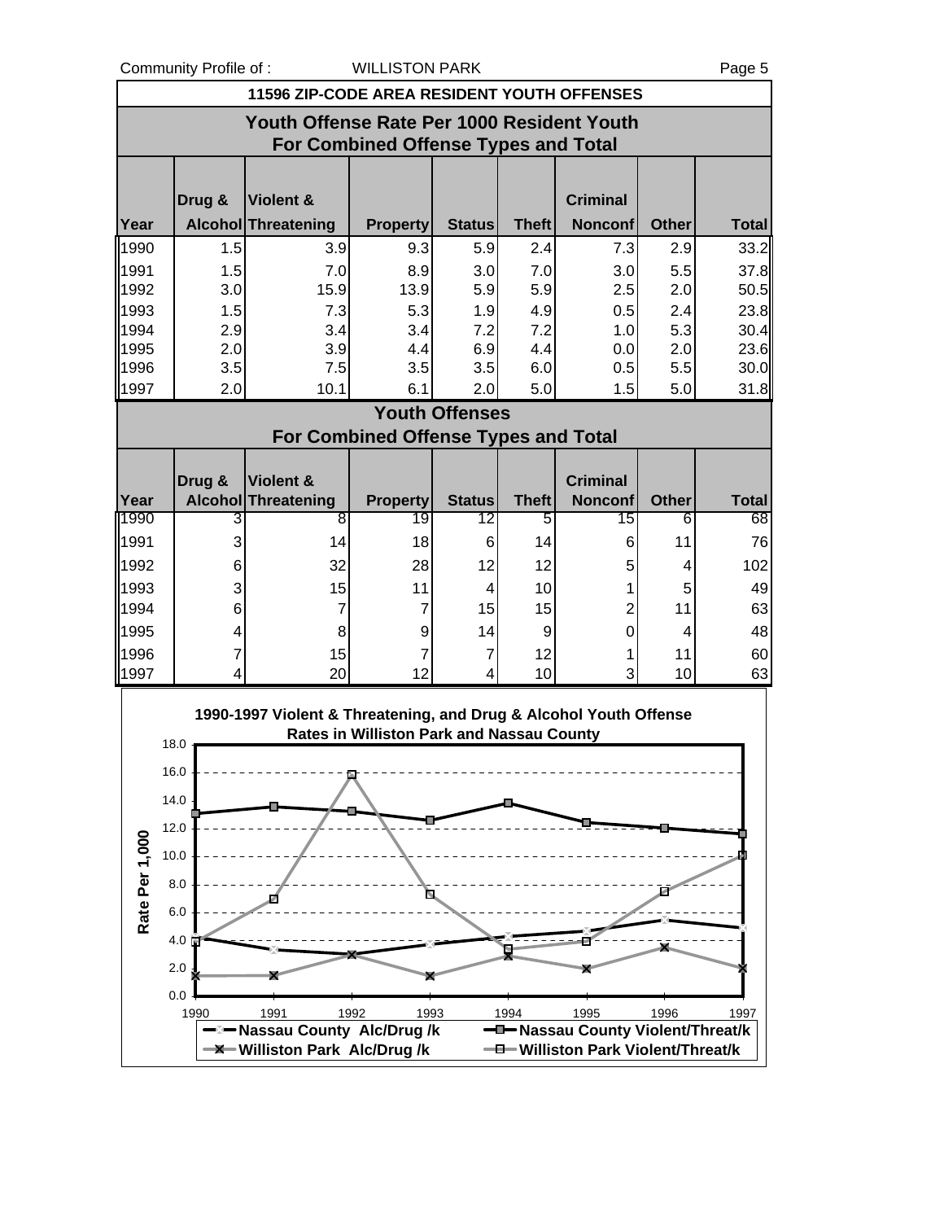## 11596 ZIP-CODE AREA RESIDENT YOUTH OFFENSES

### Youth Offense Rate Per 1000 Resident Youth For Combined Offense Types and Total

| Year | Drug & Alcohol | Violent & Threatening | Property | Status | Theft | Criminal Nonconf | Other | Total |
|---|---|---|---|---|---|---|---|---|
| 1990 | 1.5 | 3.9 | 9.3 | 5.9 | 2.4 | 7.3 | 2.9 | 33.2 |
| 1991 | 1.5 | 7.0 | 8.9 | 3.0 | 7.0 | 3.0 | 5.5 | 37.8 |
| 1992 | 3.0 | 15.9 | 13.9 | 5.9 | 5.9 | 2.5 | 2.0 | 50.5 |
| 1993 | 1.5 | 7.3 | 5.3 | 1.9 | 4.9 | 0.5 | 2.4 | 23.8 |
| 1994 | 2.9 | 3.4 | 3.4 | 7.2 | 7.2 | 1.0 | 5.3 | 30.4 |
| 1995 | 2.0 | 3.9 | 4.4 | 6.9 | 4.4 | 0.0 | 2.0 | 23.6 |
| 1996 | 3.5 | 7.5 | 3.5 | 3.5 | 6.0 | 0.5 | 5.5 | 30.0 |
| 1997 | 2.0 | 10.1 | 6.1 | 2.0 | 5.0 | 1.5 | 5.0 | 31.8 |

### Youth Offenses For Combined Offense Types and Total

| Year | Drug & Alcohol | Violent & Threatening | Property | Status | Theft | Criminal Nonconf | Other | Total |
|---|---|---|---|---|---|---|---|---|
| 1990 | 3 | 8 | 19 | 12 | 5 | 15 | 6 | 68 |
| 1991 | 3 | 14 | 18 | 6 | 14 | 6 | 11 | 76 |
| 1992 | 6 | 32 | 28 | 12 | 12 | 5 | 4 | 102 |
| 1993 | 3 | 15 | 11 | 4 | 10 | 1 | 5 | 49 |
| 1994 | 6 | 7 | 7 | 15 | 15 | 2 | 11 | 63 |
| 1995 | 4 | 8 | 9 | 14 | 9 | 0 | 4 | 48 |
| 1996 | 7 | 15 | 7 | 7 | 12 | 1 | 11 | 60 |
| 1997 | 4 | 20 | 12 | 4 | 10 | 3 | 10 | 63 |

### 1990-1997 Violent & Threatening, and Drug & Alcohol Youth Offense Rates in Williston Park and Nassau County

Legend: Nassau County Alc/Drug /k; Nassau County Violent/Threat/k; Williston Park Alc/Drug /k; Williston Park Violent/Threat/k

Y-axis: Rate Per 1,000 (0.0 – 18.0); X-axis: 1990 – 1997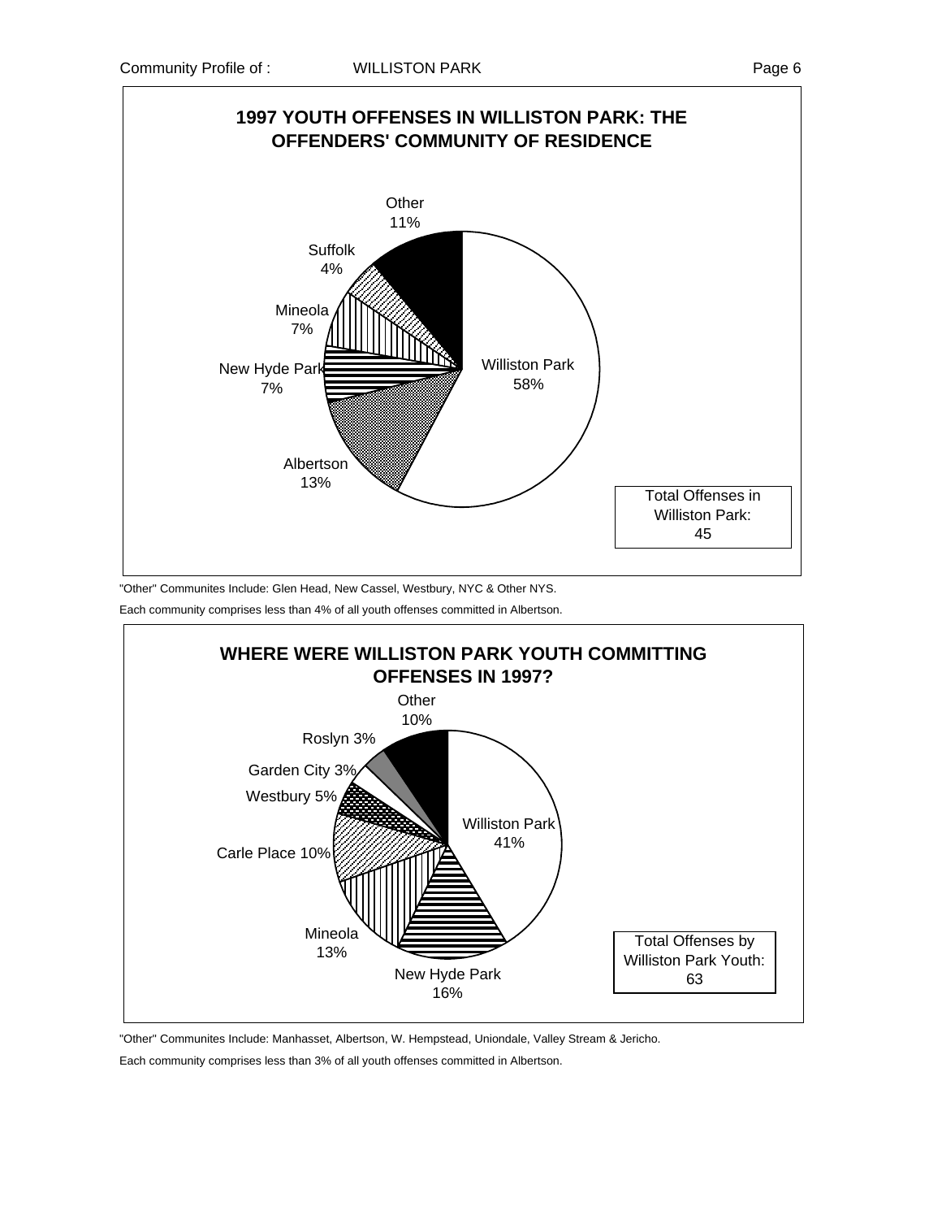## 1997 YOUTH OFFENSES IN WILLISTON PARK: THE OFFENDERS' COMMUNITY OF RESIDENCE

| Community | Percent |
|---|---|
| Williston Park | 58% |
| Albertson | 13% |
| New Hyde Park | 7% |
| Mineola | 7% |
| Suffolk | 4% |
| Other | 11% |

Total Offenses in Williston Park: 45

"Other" Communites Include: Glen Head, New Cassel, Westbury, NYC & Other NYS.

Each community comprises less than 4% of all youth offenses committed in Albertson.

## WHERE WERE WILLISTON PARK YOUTH COMMITTING OFFENSES IN 1997?

| Community | Percent |
|---|---|
| Williston Park | 41% |
| New Hyde Park | 16% |
| Mineola | 13% |
| Carle Place | 10% |
| Westbury | 5% |
| Garden City | 3% |
| Roslyn | 3% |
| Other | 10% |

Total Offenses by Williston Park Youth: 63

"Other" Communites Include: Manhasset, Albertson, W. Hempstead, Uniondale, Valley Stream & Jericho.

Each community comprises less than 3% of all youth offenses committed in Albertson.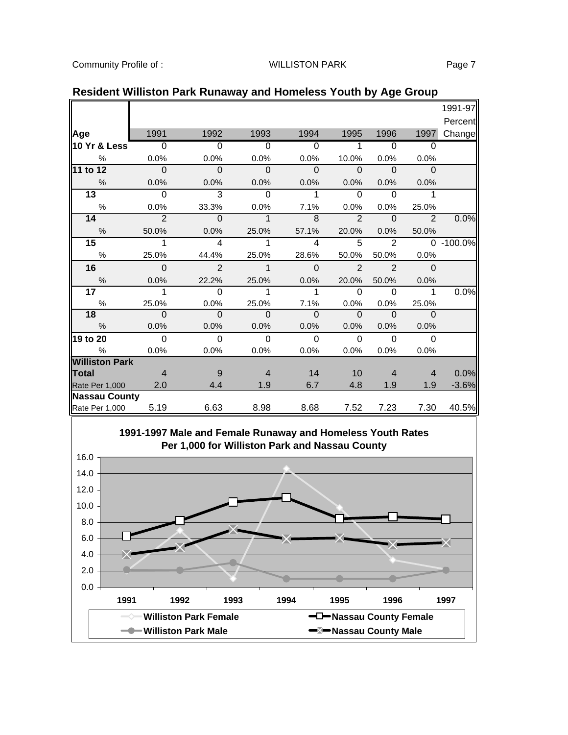## Resident Williston Park Runaway and Homeless Youth by Age Group

| Age | 1991 | 1992 | 1993 | 1994 | 1995 | 1996 | 1997 | 1991-97 Percent Change |
|---|---|---|---|---|---|---|---|---|
| **10 Yr & Less** | 0 | 0 | 0 | 0 | 1 | 0 | 0 | |
| % | 0.0% | 0.0% | 0.0% | 0.0% | 10.0% | 0.0% | 0.0% | |
| **11 to 12** | 0 | 0 | 0 | 0 | 0 | 0 | 0 | |
| % | 0.0% | 0.0% | 0.0% | 0.0% | 0.0% | 0.0% | 0.0% | |
| **13** | 0 | 3 | 0 | 1 | 0 | 0 | 1 | |
| % | 0.0% | 33.3% | 0.0% | 7.1% | 0.0% | 0.0% | 25.0% | |
| **14** | 2 | 0 | 1 | 8 | 2 | 0 | 2 | 0.0% |
| % | 50.0% | 0.0% | 25.0% | 57.1% | 20.0% | 0.0% | 50.0% | |
| **15** | 1 | 4 | 1 | 4 | 5 | 2 | 0 | -100.0% |
| % | 25.0% | 44.4% | 25.0% | 28.6% | 50.0% | 50.0% | 0.0% | |
| **16** | 0 | 2 | 1 | 0 | 2 | 2 | 0 | |
| % | 0.0% | 22.2% | 25.0% | 0.0% | 20.0% | 50.0% | 0.0% | |
| **17** | 1 | 0 | 1 | 1 | 0 | 0 | 1 | 0.0% |
| % | 25.0% | 0.0% | 25.0% | 7.1% | 0.0% | 0.0% | 25.0% | |
| **18** | 0 | 0 | 0 | 0 | 0 | 0 | 0 | |
| % | 0.0% | 0.0% | 0.0% | 0.0% | 0.0% | 0.0% | 0.0% | |
| **19 to 20** | 0 | 0 | 0 | 0 | 0 | 0 | 0 | |
| % | 0.0% | 0.0% | 0.0% | 0.0% | 0.0% | 0.0% | 0.0% | |
| **Williston Park Total** | 4 | 9 | 4 | 14 | 10 | 4 | 4 | 0.0% |
| Rate Per 1,000 | 2.0 | 4.4 | 1.9 | 6.7 | 4.8 | 1.9 | 1.9 | -3.6% |
| **Nassau County** Rate Per 1,000 | 5.19 | 6.63 | 8.98 | 8.68 | 7.52 | 7.23 | 7.30 | 40.5% |

**1991-1997 Male and Female Runaway and Homeless Youth Rates Per 1,000 for Williston Park and Nassau County**

Legend: Williston Park Female; Williston Park Male; Nassau County Female; Nassau County Male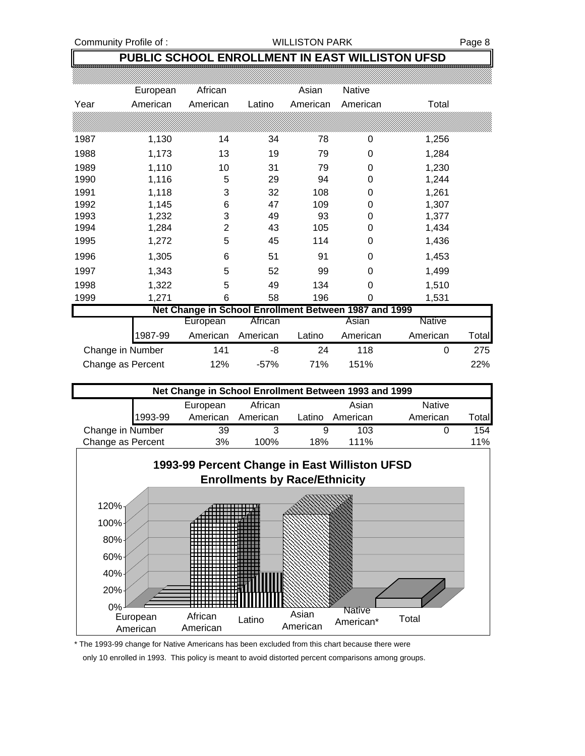# PUBLIC SCHOOL ENROLLMENT IN EAST WILLISTON UFSD

| Year | European American | African American | Latino | Asian American | Native American | Total |
|---|---|---|---|---|---|---|
| 1987 | 1,130 | 14 | 34 | 78 | 0 | 1,256 |
| 1988 | 1,173 | 13 | 19 | 79 | 0 | 1,284 |
| 1989 | 1,110 | 10 | 31 | 79 | 0 | 1,230 |
| 1990 | 1,116 | 5 | 29 | 94 | 0 | 1,244 |
| 1991 | 1,118 | 3 | 32 | 108 | 0 | 1,261 |
| 1992 | 1,145 | 6 | 47 | 109 | 0 | 1,307 |
| 1993 | 1,232 | 3 | 49 | 93 | 0 | 1,377 |
| 1994 | 1,284 | 2 | 43 | 105 | 0 | 1,434 |
| 1995 | 1,272 | 5 | 45 | 114 | 0 | 1,436 |
| 1996 | 1,305 | 6 | 51 | 91 | 0 | 1,453 |
| 1997 | 1,343 | 5 | 52 | 99 | 0 | 1,499 |
| 1998 | 1,322 | 5 | 49 | 134 | 0 | 1,510 |
| 1999 | 1,271 | 6 | 58 | 196 | 0 | 1,531 |

## Net Change in School Enrollment Between 1987 and 1999

| 1987-99 | European American | African American | Latino | Asian American | Native American | Total |
|---|---|---|---|---|---|---|
| Change in Number | 141 | -8 | 24 | 118 | 0 | 275 |
| Change as Percent | 12% | -57% | 71% | 151% | | 22% |

## Net Change in School Enrollment Between 1993 and 1999

| 1993-99 | European American | African American | Latino | Asian American | Native American | Total |
|---|---|---|---|---|---|---|
| Change in Number | 39 | 3 | 9 | 103 | 0 | 154 |
| Change as Percent | 3% | 100% | 18% | 111% | | 11% |

## 1993-99 Percent Change in East Williston UFSD Enrollments by Race/Ethnicity

\* The 1993-99 change for Native Americans has been excluded from this chart because there were only 10 enrolled in 1993. This policy is meant to avoid distorted percent comparisons among groups.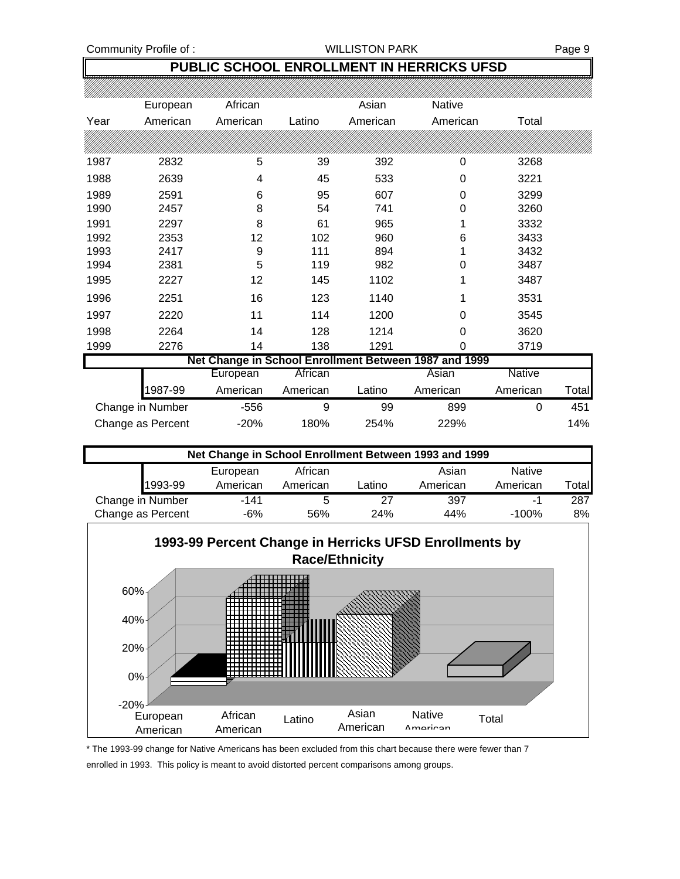## PUBLIC SCHOOL ENROLLMENT IN HERRICKS UFSD

| Year | European American | African American | Latino | Asian American | Native American | Total |
|---|---|---|---|---|---|---|
| 1987 | 2832 | 5 | 39 | 392 | 0 | 3268 |
| 1988 | 2639 | 4 | 45 | 533 | 0 | 3221 |
| 1989 | 2591 | 6 | 95 | 607 | 0 | 3299 |
| 1990 | 2457 | 8 | 54 | 741 | 0 | 3260 |
| 1991 | 2297 | 8 | 61 | 965 | 1 | 3332 |
| 1992 | 2353 | 12 | 102 | 960 | 6 | 3433 |
| 1993 | 2417 | 9 | 111 | 894 | 1 | 3432 |
| 1994 | 2381 | 5 | 119 | 982 | 0 | 3487 |
| 1995 | 2227 | 12 | 145 | 1102 | 1 | 3487 |
| 1996 | 2251 | 16 | 123 | 1140 | 1 | 3531 |
| 1997 | 2220 | 11 | 114 | 1200 | 0 | 3545 |
| 1998 | 2264 | 14 | 128 | 1214 | 0 | 3620 |
| 1999 | 2276 | 14 | 138 | 1291 | 0 | 3719 |

### Net Change in School Enrollment Between 1987 and 1999

| 1987-99 | European American | African American | Latino | Asian American | Native American | Total |
|---|---|---|---|---|---|---|
| Change in Number | -556 | 9 | 99 | 899 | 0 | 451 |
| Change as Percent | -20% | 180% | 254% | 229% | | 14% |

### Net Change in School Enrollment Between 1993 and 1999

| 1993-99 | European American | African American | Latino | Asian American | Native American | Total |
|---|---|---|---|---|---|---|
| Change in Number | -141 | 5 | 27 | 397 | -1 | 287 |
| Change as Percent | -6% | 56% | 24% | 44% | -100% | 8% |

**1993-99 Percent Change in Herricks UFSD Enrollments by Race/Ethnicity**

\* The 1993-99 change for Native Americans has been excluded from this chart because there were fewer than 7 enrolled in 1993. This policy is meant to avoid distorted percent comparisons among groups.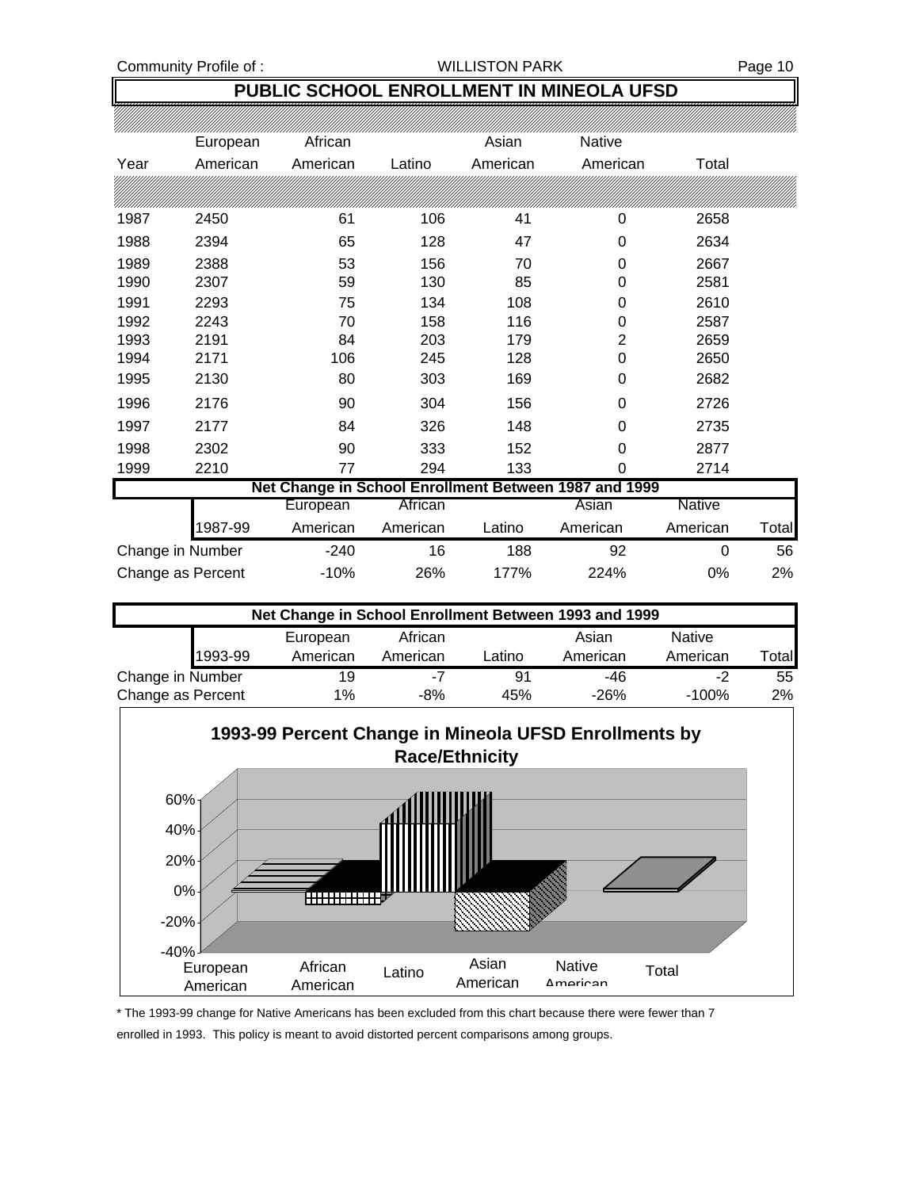## PUBLIC SCHOOL ENROLLMENT IN MINEOLA UFSD

| Year | European American | African American | Latino | Asian American | Native American | Total |
|---|---|---|---|---|---|---|
| 1987 | 2450 | 61 | 106 | 41 | 0 | 2658 |
| 1988 | 2394 | 65 | 128 | 47 | 0 | 2634 |
| 1989 | 2388 | 53 | 156 | 70 | 0 | 2667 |
| 1990 | 2307 | 59 | 130 | 85 | 0 | 2581 |
| 1991 | 2293 | 75 | 134 | 108 | 0 | 2610 |
| 1992 | 2243 | 70 | 158 | 116 | 0 | 2587 |
| 1993 | 2191 | 84 | 203 | 179 | 2 | 2659 |
| 1994 | 2171 | 106 | 245 | 128 | 0 | 2650 |
| 1995 | 2130 | 80 | 303 | 169 | 0 | 2682 |
| 1996 | 2176 | 90 | 304 | 156 | 0 | 2726 |
| 1997 | 2177 | 84 | 326 | 148 | 0 | 2735 |
| 1998 | 2302 | 90 | 333 | 152 | 0 | 2877 |
| 1999 | 2210 | 77 | 294 | 133 | 0 | 2714 |

### Net Change in School Enrollment Between 1987 and 1999

| 1987-99 | European American | African American | Latino | Asian American | Native American | Total |
|---|---|---|---|---|---|---|
| Change in Number | -240 | 16 | 188 | 92 | 0 | 56 |
| Change as Percent | -10% | 26% | 177% | 224% | 0% | 2% |

### Net Change in School Enrollment Between 1993 and 1999

| 1993-99 | European American | African American | Latino | Asian American | Native American | Total |
|---|---|---|---|---|---|---|
| Change in Number | 19 | -7 | 91 | -46 | -2 | 55 |
| Change as Percent | 1% | -8% | 45% | -26% | -100% | 2% |

### 1993-99 Percent Change in Mineola UFSD Enrollments by Race/Ethnicity

\* The 1993-99 change for Native Americans has been excluded from this chart because there were fewer than 7 enrolled in 1993. This policy is meant to avoid distorted percent comparisons among groups.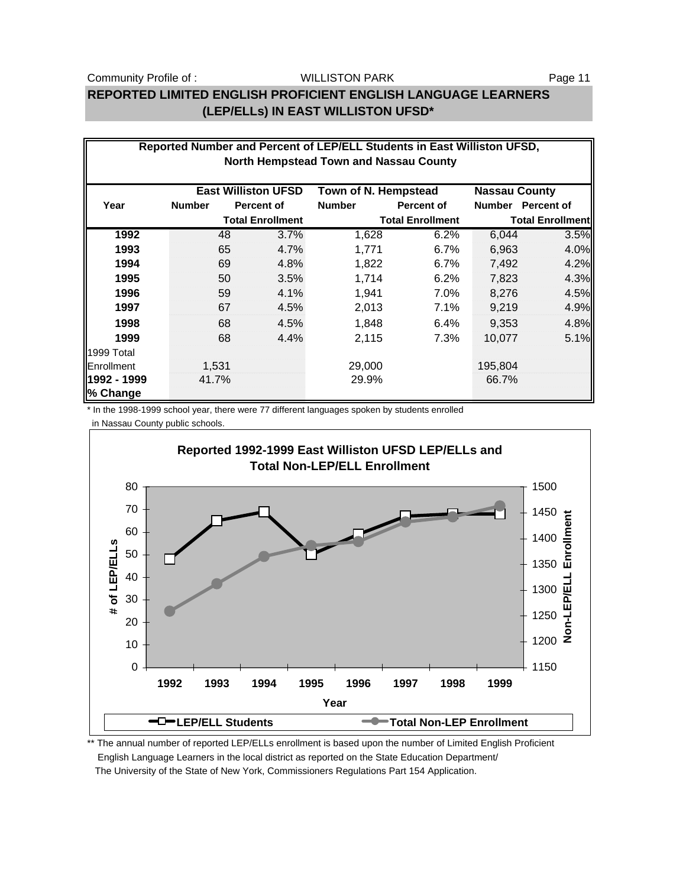## REPORTED LIMITED ENGLISH PROFICIENT ENGLISH LANGUAGE LEARNERS (LEP/ELLs) IN EAST WILLISTON UFSD*

**Reported Number and Percent of LEP/ELL Students in East Williston UFSD, North Hempstead Town and Nassau County**

| Year | East Williston UFSD Number | East Williston UFSD Percent of Total Enrollment | Town of N. Hempstead Number | Town of N. Hempstead Percent of Total Enrollment | Nassau County Number | Nassau County Percent of Total Enrollment |
|---|---|---|---|---|---|---|
| **1992** | 48 | 3.7% | 1,628 | 6.2% | 6,044 | 3.5% |
| **1993** | 65 | 4.7% | 1,771 | 6.7% | 6,963 | 4.0% |
| **1994** | 69 | 4.8% | 1,822 | 6.7% | 7,492 | 4.2% |
| **1995** | 50 | 3.5% | 1,714 | 6.2% | 7,823 | 4.3% |
| **1996** | 59 | 4.1% | 1,941 | 7.0% | 8,276 | 4.5% |
| **1997** | 67 | 4.5% | 2,013 | 7.1% | 9,219 | 4.9% |
| **1998** | 68 | 4.5% | 1,848 | 6.4% | 9,353 | 4.8% |
| **1999** | 68 | 4.4% | 2,115 | 7.3% | 10,077 | 5.1% |
| 1999 Total Enrollment | 1,531 | | 29,000 | | 195,804 | |
| **1992 - 1999 % Change** | 41.7% | | 29.9% | | 66.7% | |

\* In the 1998-1999 school year, there were 77 different languages spoken by students enrolled in Nassau County public schools.

**Reported 1992-1999 East Williston UFSD LEP/ELLs and Total Non-LEP/ELL Enrollment**

\*\* The annual number of reported LEP/ELLs enrollment is based upon the number of Limited English Proficient English Language Learners in the local district as reported on the State Education Department/ The University of the State of New York, Commissioners Regulations Part 154 Application.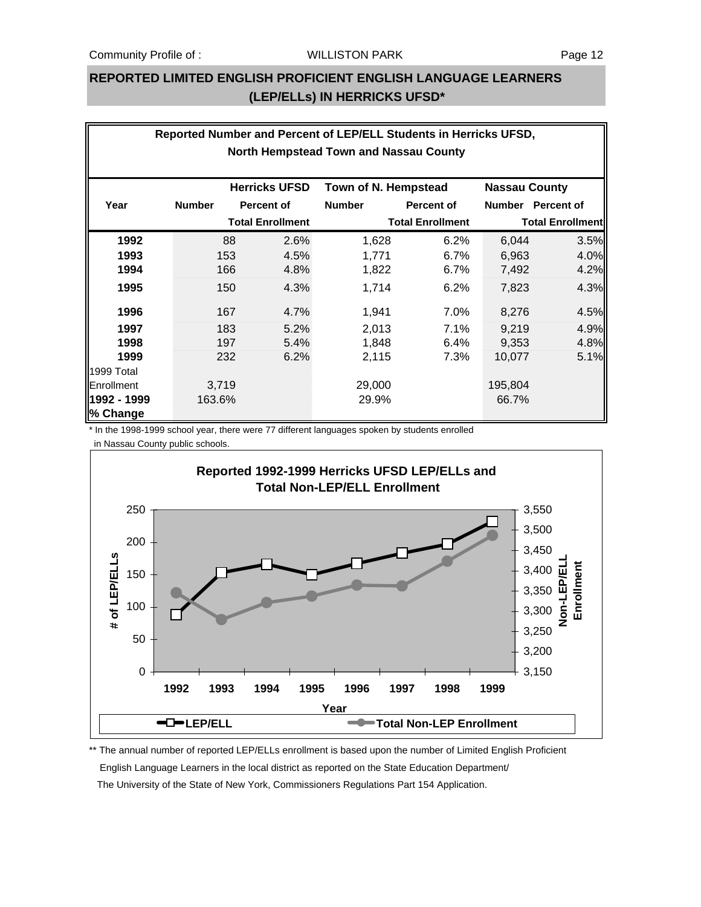## REPORTED LIMITED ENGLISH PROFICIENT ENGLISH LANGUAGE LEARNERS (LEP/ELLs) IN HERRICKS UFSD*

**Reported Number and Percent of LEP/ELL Students in Herricks UFSD, North Hempstead Town and Nassau County**

| Year | Herricks UFSD | | Town of N. Hempstead | | Nassau County | |
|---|---|---|---|---|---|---|
| | Number | Percent of Total Enrollment | Number | Percent of Total Enrollment | Number | Percent of Total Enrollment |
| **1992** | 88 | 2.6% | 1,628 | 6.2% | 6,044 | 3.5% |
| **1993** | 153 | 4.5% | 1,771 | 6.7% | 6,963 | 4.0% |
| **1994** | 166 | 4.8% | 1,822 | 6.7% | 7,492 | 4.2% |
| **1995** | 150 | 4.3% | 1,714 | 6.2% | 7,823 | 4.3% |
| **1996** | 167 | 4.7% | 1,941 | 7.0% | 8,276 | 4.5% |
| **1997** | 183 | 5.2% | 2,013 | 7.1% | 9,219 | 4.9% |
| **1998** | 197 | 5.4% | 1,848 | 6.4% | 9,353 | 4.8% |
| **1999** | 232 | 6.2% | 2,115 | 7.3% | 10,077 | 5.1% |
| 1999 Total Enrollment | 3,719 | | 29,000 | | 195,804 | |
| **1992 - 1999 % Change** | 163.6% | | 29.9% | | 66.7% | |

\* In the 1998-1999 school year, there were 77 different languages spoken by students enrolled in Nassau County public schools.

**Reported 1992-1999 Herricks UFSD LEP/ELLs and Total Non-LEP/ELL Enrollment**

| Year | LEP/ELL | Total Non-LEP Enrollment (approx.) |
|---|---|---|
| 1992 | 88 | ~3,345 |
| 1993 | 153 | ~3,280 |
| 1994 | 166 | ~3,320 |
| 1995 | 150 | ~3,338 |
| 1996 | 167 | ~3,363 |
| 1997 | 183 | ~3,362 |
| 1998 | 197 | ~3,422 |
| 1999 | 232 | ~3,487 |

\*\* The annual number of reported LEP/ELLs enrollment is based upon the number of Limited English Proficient English Language Learners in the local district as reported on the State Education Department/ The University of the State of New York, Commissioners Regulations Part 154 Application.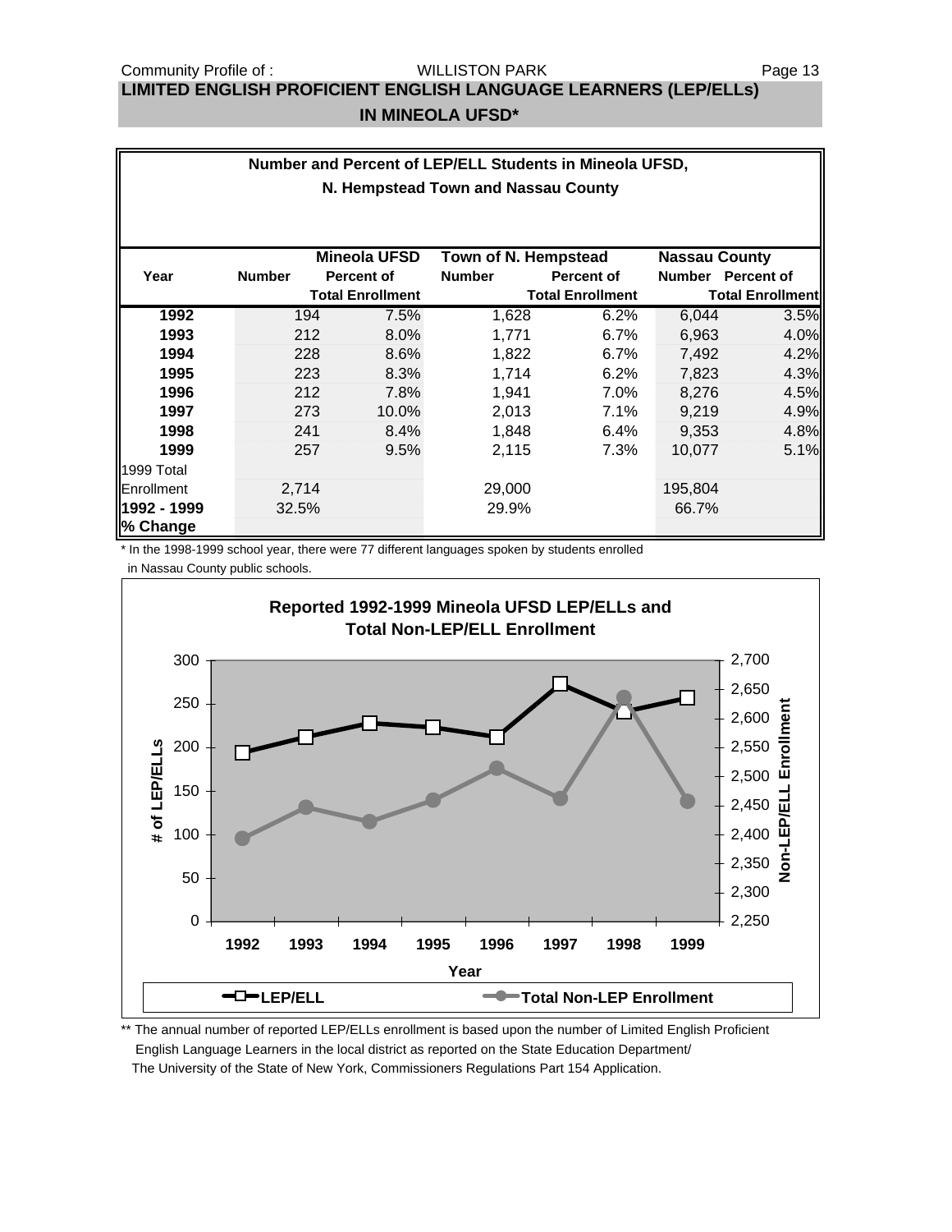## LIMITED ENGLISH PROFICIENT ENGLISH LANGUAGE LEARNERS (LEP/ELLs) IN MINEOLA UFSD*

**Number and Percent of LEP/ELL Students in Mineola UFSD, N. Hempstead Town and Nassau County**

| Year | Mineola UFSD | | Town of N. Hempstead | | Nassau County | |
|---|---|---|---|---|---|---|
| | Number | Percent of Total Enrollment | Number | Percent of Total Enrollment | Number | Percent of Total Enrollment |
| **1992** | 194 | 7.5% | 1,628 | 6.2% | 6,044 | 3.5% |
| **1993** | 212 | 8.0% | 1,771 | 6.7% | 6,963 | 4.0% |
| **1994** | 228 | 8.6% | 1,822 | 6.7% | 7,492 | 4.2% |
| **1995** | 223 | 8.3% | 1,714 | 6.2% | 7,823 | 4.3% |
| **1996** | 212 | 7.8% | 1,941 | 7.0% | 8,276 | 4.5% |
| **1997** | 273 | 10.0% | 2,013 | 7.1% | 9,219 | 4.9% |
| **1998** | 241 | 8.4% | 1,848 | 6.4% | 9,353 | 4.8% |
| **1999** | 257 | 9.5% | 2,115 | 7.3% | 10,077 | 5.1% |
| 1999 Total Enrollment | 2,714 | | 29,000 | | 195,804 | |
| **1992 - 1999 % Change** | 32.5% | | 29.9% | | 66.7% | |

\* In the 1998-1999 school year, there were 77 different languages spoken by students enrolled in Nassau County public schools.

**Reported 1992-1999 Mineola UFSD LEP/ELLs and Total Non-LEP/ELL Enrollment**

\*\* The annual number of reported LEP/ELLs enrollment is based upon the number of Limited English Proficient English Language Learners in the local district as reported on the State Education Department/ The University of the State of New York, Commissioners Regulations Part 154 Application.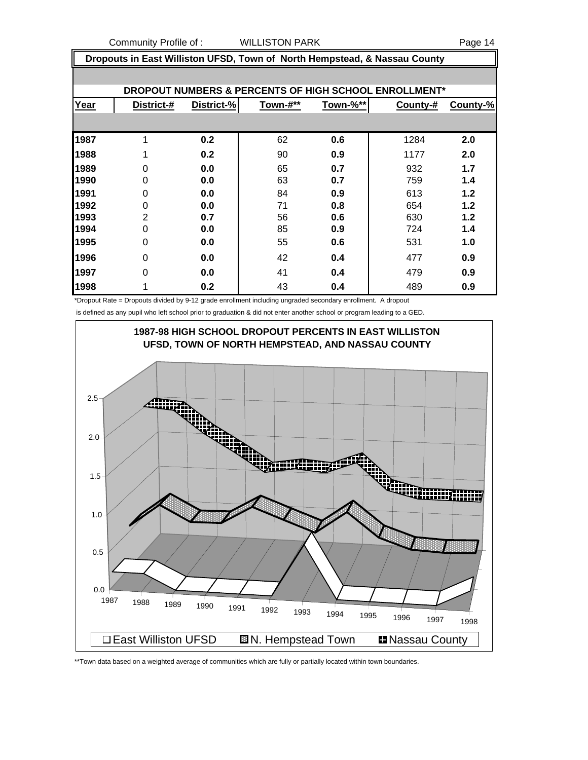Community Profile of : WILLISTON PARK

## Dropouts in East Williston UFSD, Town of North Hempstead, & Nassau County

### DROPOUT NUMBERS & PERCENTS OF HIGH SCHOOL ENROLLMENT*

| Year | District-# | District-% | Town-#** | Town-%** | County-# | County-% |
|---|---|---|---|---|---|---|
| 1987 | 1 | 0.2 | 62 | 0.6 | 1284 | 2.0 |
| 1988 | 1 | 0.2 | 90 | 0.9 | 1177 | 2.0 |
| 1989 | 0 | 0.0 | 65 | 0.7 | 932 | 1.7 |
| 1990 | 0 | 0.0 | 63 | 0.7 | 759 | 1.4 |
| 1991 | 0 | 0.0 | 84 | 0.9 | 613 | 1.2 |
| 1992 | 0 | 0.0 | 71 | 0.8 | 654 | 1.2 |
| 1993 | 2 | 0.7 | 56 | 0.6 | 630 | 1.2 |
| 1994 | 0 | 0.0 | 85 | 0.9 | 724 | 1.4 |
| 1995 | 0 | 0.0 | 55 | 0.6 | 531 | 1.0 |
| 1996 | 0 | 0.0 | 42 | 0.4 | 477 | 0.9 |
| 1997 | 0 | 0.0 | 41 | 0.4 | 479 | 0.9 |
| 1998 | 1 | 0.2 | 43 | 0.4 | 489 | 0.9 |

*Dropout Rate = Dropouts divided by 9-12 grade enrollment including ungraded secondary enrollment. A dropout is defined as any pupil who left school prior to graduation & did not enter another school or program leading to a GED.

**1987-98 HIGH SCHOOL DROPOUT PERCENTS IN EAST WILLISTON UFSD, TOWN OF NORTH HEMPSTEAD, AND NASSAU COUNTY**

East Williston UFSD | N. Hempstead Town | Nassau County

**Town data based on a weighted average of communities which are fully or partially located within town boundaries.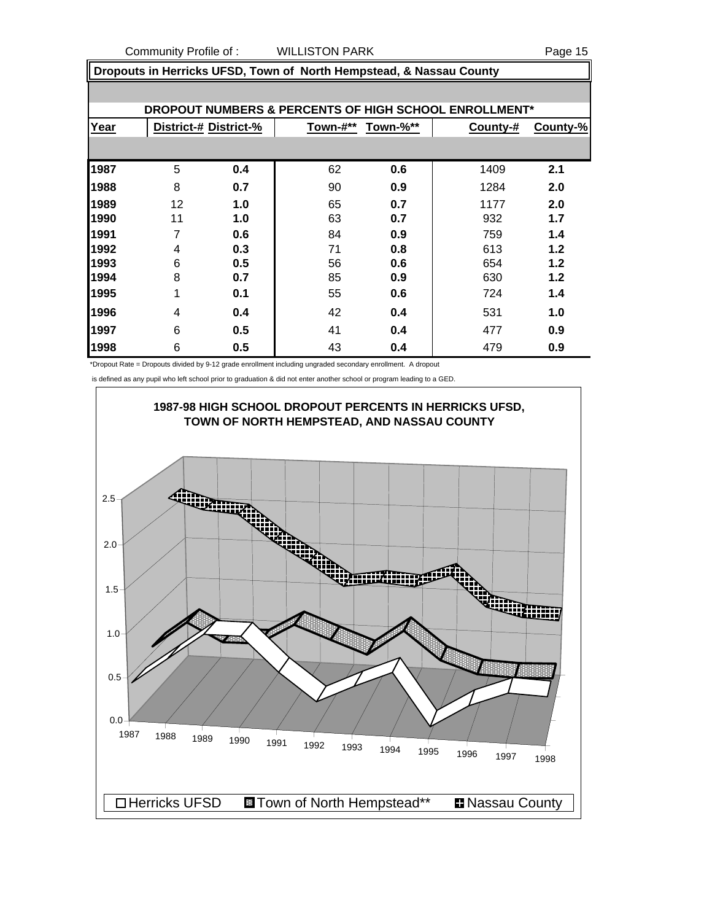## Dropouts in Herricks UFSD, Town of North Hempstead, & Nassau County

### DROPOUT NUMBERS & PERCENTS OF HIGH SCHOOL ENROLLMENT*

| Year | District-# | District-% | Town-#** | Town-%** | County-# | County-% |
|---|---|---|---|---|---|---|
| 1987 | 5 | 0.4 | 62 | 0.6 | 1409 | 2.1 |
| 1988 | 8 | 0.7 | 90 | 0.9 | 1284 | 2.0 |
| 1989 | 12 | 1.0 | 65 | 0.7 | 1177 | 2.0 |
| 1990 | 11 | 1.0 | 63 | 0.7 | 932 | 1.7 |
| 1991 | 7 | 0.6 | 84 | 0.9 | 759 | 1.4 |
| 1992 | 4 | 0.3 | 71 | 0.8 | 613 | 1.2 |
| 1993 | 6 | 0.5 | 56 | 0.6 | 654 | 1.2 |
| 1994 | 8 | 0.7 | 85 | 0.9 | 630 | 1.2 |
| 1995 | 1 | 0.1 | 55 | 0.6 | 724 | 1.4 |
| 1996 | 4 | 0.4 | 42 | 0.4 | 531 | 1.0 |
| 1997 | 6 | 0.5 | 41 | 0.4 | 477 | 0.9 |
| 1998 | 6 | 0.5 | 43 | 0.4 | 479 | 0.9 |

*Dropout Rate = Dropouts divided by 9-12 grade enrollment including ungraded secondary enrollment. A dropout is defined as any pupil who left school prior to graduation & did not enter another school or program leading to a GED.

**1987-98 HIGH SCHOOL DROPOUT PERCENTS IN HERRICKS UFSD, TOWN OF NORTH HEMPSTEAD, AND NASSAU COUNTY**

Legend: Herricks UFSD, Town of North Hempstead**, Nassau County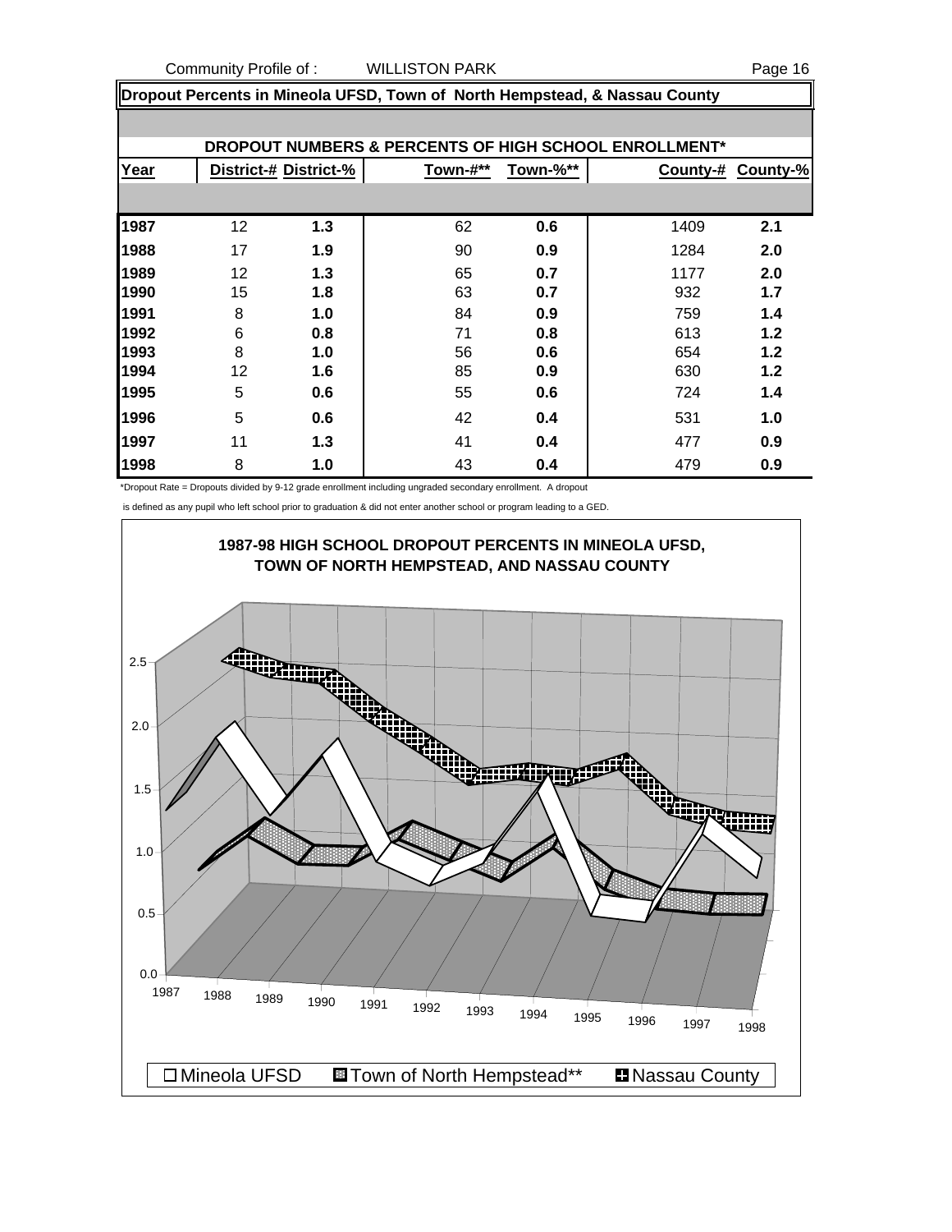Community Profile of : WILLISTON PARK

## Dropout Percents in Mineola UFSD, Town of North Hempstead, & Nassau County

### DROPOUT NUMBERS & PERCENTS OF HIGH SCHOOL ENROLLMENT*

| Year | District-# | District-% | Town-#** | Town-%** | County-# | County-% |
|---|---|---|---|---|---|---|
| 1987 | 12 | **1.3** | 62 | **0.6** | 1409 | **2.1** |
| 1988 | 17 | **1.9** | 90 | **0.9** | 1284 | **2.0** |
| 1989 | 12 | **1.3** | 65 | **0.7** | 1177 | **2.0** |
| 1990 | 15 | **1.8** | 63 | **0.7** | 932 | **1.7** |
| 1991 | 8 | **1.0** | 84 | **0.9** | 759 | **1.4** |
| 1992 | 6 | **0.8** | 71 | **0.8** | 613 | **1.2** |
| 1993 | 8 | **1.0** | 56 | **0.6** | 654 | **1.2** |
| 1994 | 12 | **1.6** | 85 | **0.9** | 630 | **1.2** |
| 1995 | 5 | **0.6** | 55 | **0.6** | 724 | **1.4** |
| 1996 | 5 | **0.6** | 42 | **0.4** | 531 | **1.0** |
| 1997 | 11 | **1.3** | 41 | **0.4** | 477 | **0.9** |
| 1998 | 8 | **1.0** | 43 | **0.4** | 479 | **0.9** |

*Dropout Rate = Dropouts divided by 9-12 grade enrollment including ungraded secondary enrollment. A dropout is defined as any pupil who left school prior to graduation & did not enter another school or program leading to a GED.

**1987-98 HIGH SCHOOL DROPOUT PERCENTS IN MINEOLA UFSD, TOWN OF NORTH HEMPSTEAD, AND NASSAU COUNTY**

Legend: Mineola UFSD, Town of North Hempstead**, Nassau County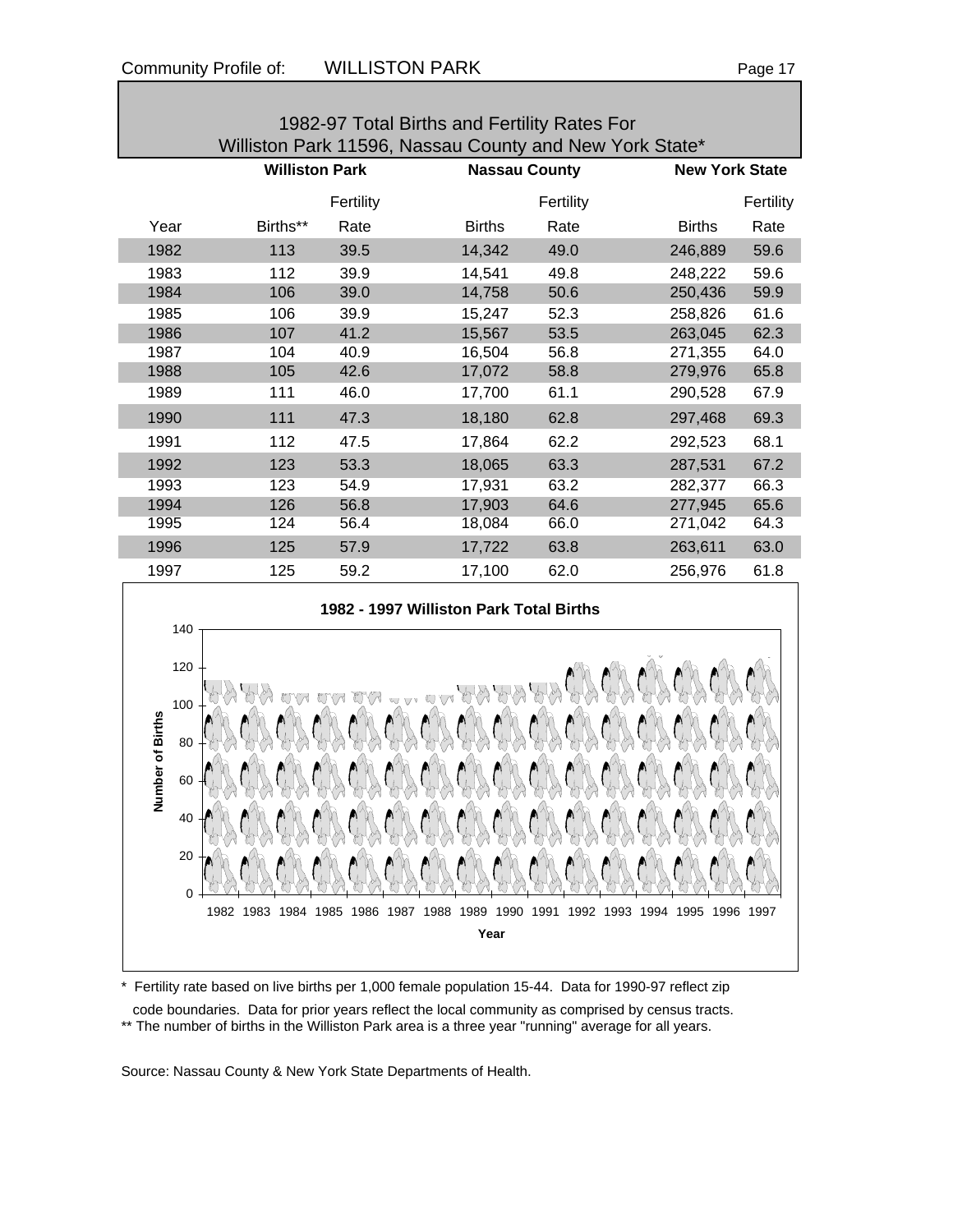## 1982-97 Total Births and Fertility Rates For Williston Park 11596, Nassau County and New York State*

| | Williston Park | | Nassau County | | New York State | |
|---|---|---|---|---|---|---|
| Year | Births** | Fertility Rate | Births | Fertility Rate | Births | Fertility Rate |
| 1982 | 113 | 39.5 | 14,342 | 49.0 | 246,889 | 59.6 |
| 1983 | 112 | 39.9 | 14,541 | 49.8 | 248,222 | 59.6 |
| 1984 | 106 | 39.0 | 14,758 | 50.6 | 250,436 | 59.9 |
| 1985 | 106 | 39.9 | 15,247 | 52.3 | 258,826 | 61.6 |
| 1986 | 107 | 41.2 | 15,567 | 53.5 | 263,045 | 62.3 |
| 1987 | 104 | 40.9 | 16,504 | 56.8 | 271,355 | 64.0 |
| 1988 | 105 | 42.6 | 17,072 | 58.8 | 279,976 | 65.8 |
| 1989 | 111 | 46.0 | 17,700 | 61.1 | 290,528 | 67.9 |
| 1990 | 111 | 47.3 | 18,180 | 62.8 | 297,468 | 69.3 |
| 1991 | 112 | 47.5 | 17,864 | 62.2 | 292,523 | 68.1 |
| 1992 | 123 | 53.3 | 18,065 | 63.3 | 287,531 | 67.2 |
| 1993 | 123 | 54.9 | 17,931 | 63.2 | 282,377 | 66.3 |
| 1994 | 126 | 56.8 | 17,903 | 64.6 | 277,945 | 65.6 |
| 1995 | 124 | 56.4 | 18,084 | 66.0 | 271,042 | 64.3 |
| 1996 | 125 | 57.9 | 17,722 | 63.8 | 263,611 | 63.0 |
| 1997 | 125 | 59.2 | 17,100 | 62.0 | 256,976 | 61.8 |

**1982 - 1997 Williston Park Total Births**

\* Fertility rate based on live births per 1,000 female population 15-44. Data for 1990-97 reflect zip code boundaries. Data for prior years reflect the local community as comprised by census tracts.

** The number of births in the Williston Park area is a three year "running" average for all years.

Source: Nassau County & New York State Departments of Health.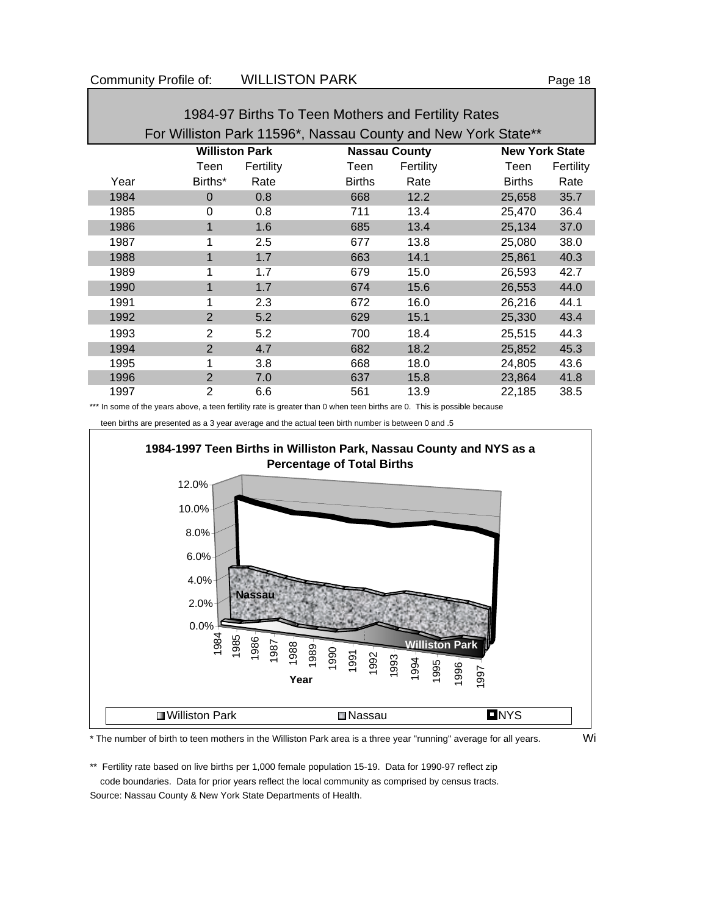## 1984-97 Births To Teen Mothers and Fertility Rates

### For Williston Park 11596*, Nassau County and New York State**

| | Williston Park | | Nassau County | | New York State | |
|---|---|---|---|---|---|---|
| Year | Teen Births* | Fertility Rate | Teen Births | Fertility Rate | Teen Births | Fertility Rate |
| 1984 | 0 | 0.8 | 668 | 12.2 | 25,658 | 35.7 |
| 1985 | 0 | 0.8 | 711 | 13.4 | 25,470 | 36.4 |
| 1986 | 1 | 1.6 | 685 | 13.4 | 25,134 | 37.0 |
| 1987 | 1 | 2.5 | 677 | 13.8 | 25,080 | 38.0 |
| 1988 | 1 | 1.7 | 663 | 14.1 | 25,861 | 40.3 |
| 1989 | 1 | 1.7 | 679 | 15.0 | 26,593 | 42.7 |
| 1990 | 1 | 1.7 | 674 | 15.6 | 26,553 | 44.0 |
| 1991 | 1 | 2.3 | 672 | 16.0 | 26,216 | 44.1 |
| 1992 | 2 | 5.2 | 629 | 15.1 | 25,330 | 43.4 |
| 1993 | 2 | 5.2 | 700 | 18.4 | 25,515 | 44.3 |
| 1994 | 2 | 4.7 | 682 | 18.2 | 25,852 | 45.3 |
| 1995 | 1 | 3.8 | 668 | 18.0 | 24,805 | 43.6 |
| 1996 | 2 | 7.0 | 637 | 15.8 | 23,864 | 41.8 |
| 1997 | 2 | 6.6 | 561 | 13.9 | 22,185 | 38.5 |

*** In some of the years above, a teen fertility rate is greater than 0 when teen births are 0. This is possible because teen births are presented as a 3 year average and the actual teen birth number is between 0 and .5

**1984-1997 Teen Births in Williston Park, Nassau County and NYS as a Percentage of Total Births**

* The number of birth to teen mothers in the Williston Park area is a three year "running" average for all years.

** Fertility rate based on live births per 1,000 female population 15-19. Data for 1990-97 reflect zip code boundaries. Data for prior years reflect the local community as comprised by census tracts.

Source: Nassau County & New York State Departments of Health.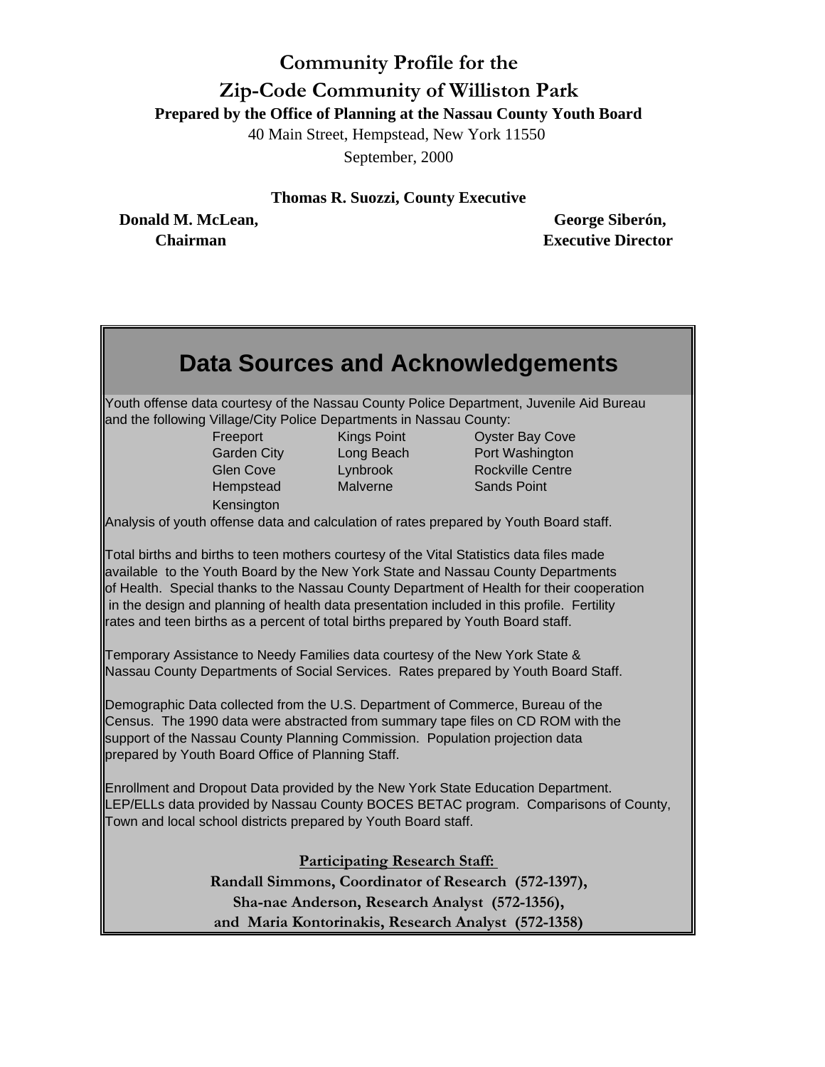# Community Profile for the

# Zip-Code Community of Williston Park

**Prepared by the Office of Planning at the Nassau County Youth Board**

40 Main Street, Hempstead, New York 11550

September, 2000

**Thomas R. Suozzi, County Executive**

**Donald M. McLean, Chairman**

**George Siberón, Executive Director**

## Data Sources and Acknowledgements

Youth offense data courtesy of the Nassau County Police Department, Juvenile Aid Bureau and the following Village/City Police Departments in Nassau County:

| | | |
|---|---|---|
| Freeport | Kings Point | Oyster Bay Cove |
| Garden City | Long Beach | Port Washington |
| Glen Cove | Lynbrook | Rockville Centre |
| Hempstead | Malverne | Sands Point |
| Kensington | | |

Analysis of youth offense data and calculation of rates prepared by Youth Board staff.

Total births and births to teen mothers courtesy of the Vital Statistics data files made available to the Youth Board by the New York State and Nassau County Departments of Health. Special thanks to the Nassau County Department of Health for their cooperation in the design and planning of health data presentation included in this profile. Fertility rates and teen births as a percent of total births prepared by Youth Board staff.

Temporary Assistance to Needy Families data courtesy of the New York State & Nassau County Departments of Social Services. Rates prepared by Youth Board Staff.

Demographic Data collected from the U.S. Department of Commerce, Bureau of the Census. The 1990 data were abstracted from summary tape files on CD ROM with the support of the Nassau County Planning Commission. Population projection data prepared by Youth Board Office of Planning Staff.

Enrollment and Dropout Data provided by the New York State Education Department. LEP/ELLs data provided by Nassau County BOCES BETAC program. Comparisons of County, Town and local school districts prepared by Youth Board staff.

**Participating Research Staff:**

**Randall Simmons, Coordinator of Research (572-1397),**

**Sha-nae Anderson, Research Analyst (572-1356),**

**and Maria Kontorinakis, Research Analyst (572-1358)**